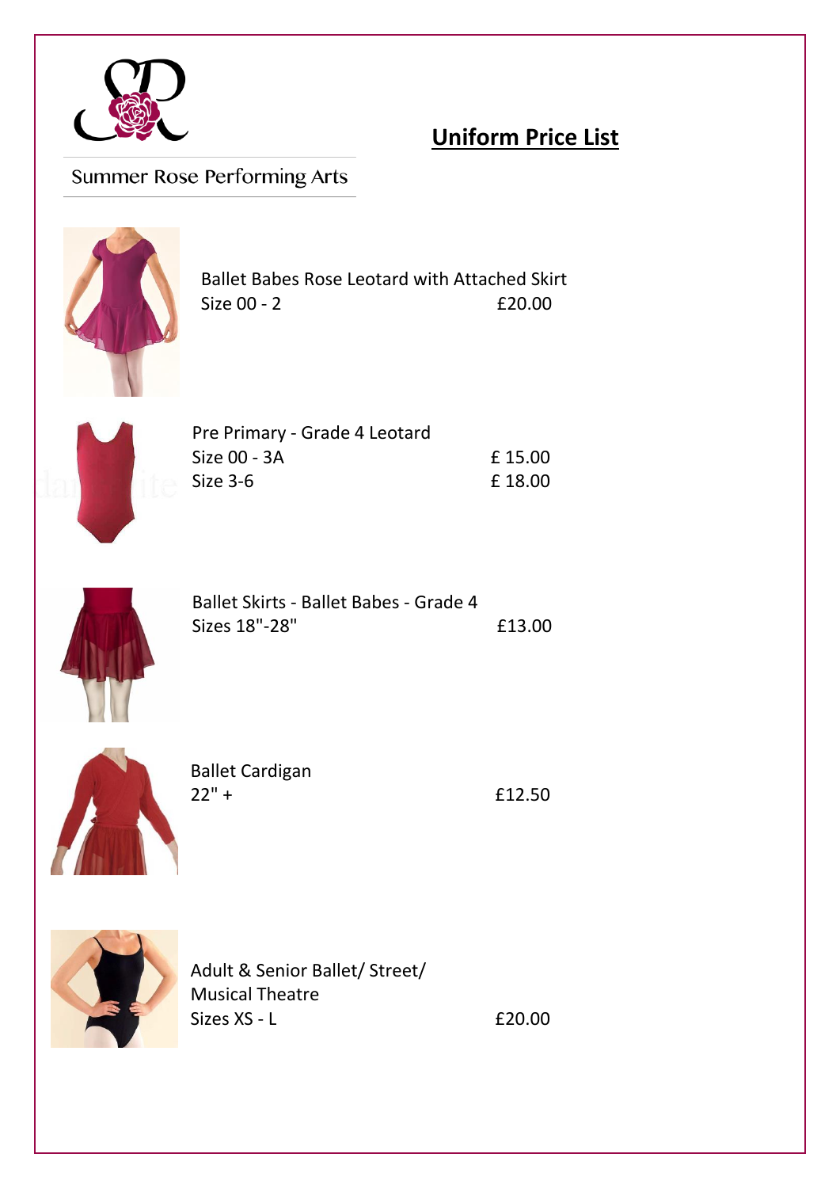Summer Rose Performing Arts

# Uniform Price List

Ballet Babes Rose Leotard with Attached Skirt
Size 00 - 2 £20.00

Pre Primary - Grade 4 Leotard
Size 00 - 3A £ 15.00
Size 3-6 £ 18.00

Ballet Skirts - Ballet Babes - Grade 4
Sizes 18"-28" £13.00

Ballet Cardigan
22" + £12.50

Adult & Senior Ballet/ Street/ Musical Theatre
Sizes XS - L £20.00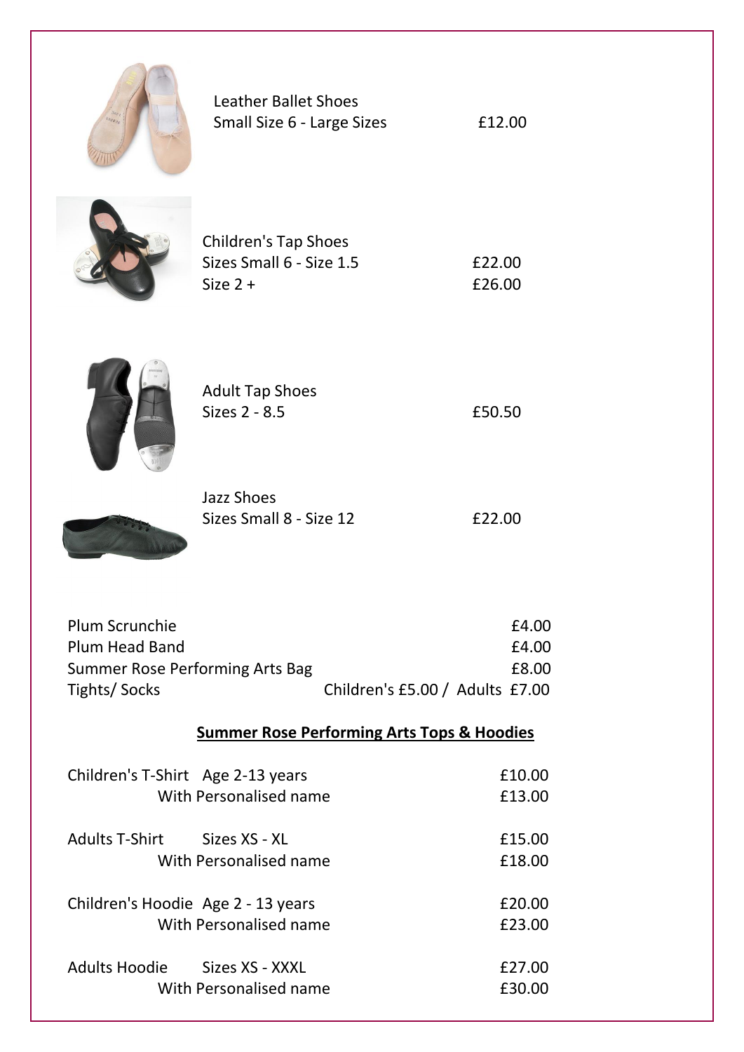Leather Ballet Shoes
Small Size 6 - Large Sizes £12.00

Children's Tap Shoes
Sizes Small 6 - Size 1.5 £22.00
Size 2 + £26.00

Adult Tap Shoes
Sizes 2 - 8.5 £50.50

Jazz Shoes
Sizes Small 8 - Size 12 £22.00

| | |
|---|---|
| Plum Scrunchie | £4.00 |
| Plum Head Band | £4.00 |
| Summer Rose Performing Arts Bag | £8.00 |
| Tights/ Socks | Children's £5.00 / Adults £7.00 |

**Summer Rose Performing Arts Tops & Hoodies**

| | | |
|---|---|---|
| Children's T-Shirt | Age 2-13 years | £10.00 |
| | With Personalised name | £13.00 |
| Adults T-Shirt | Sizes XS - XL | £15.00 |
| | With Personalised name | £18.00 |
| Children's Hoodie | Age 2 - 13 years | £20.00 |
| | With Personalised name | £23.00 |
| Adults Hoodie | Sizes XS - XXXL | £27.00 |
| | With Personalised name | £30.00 |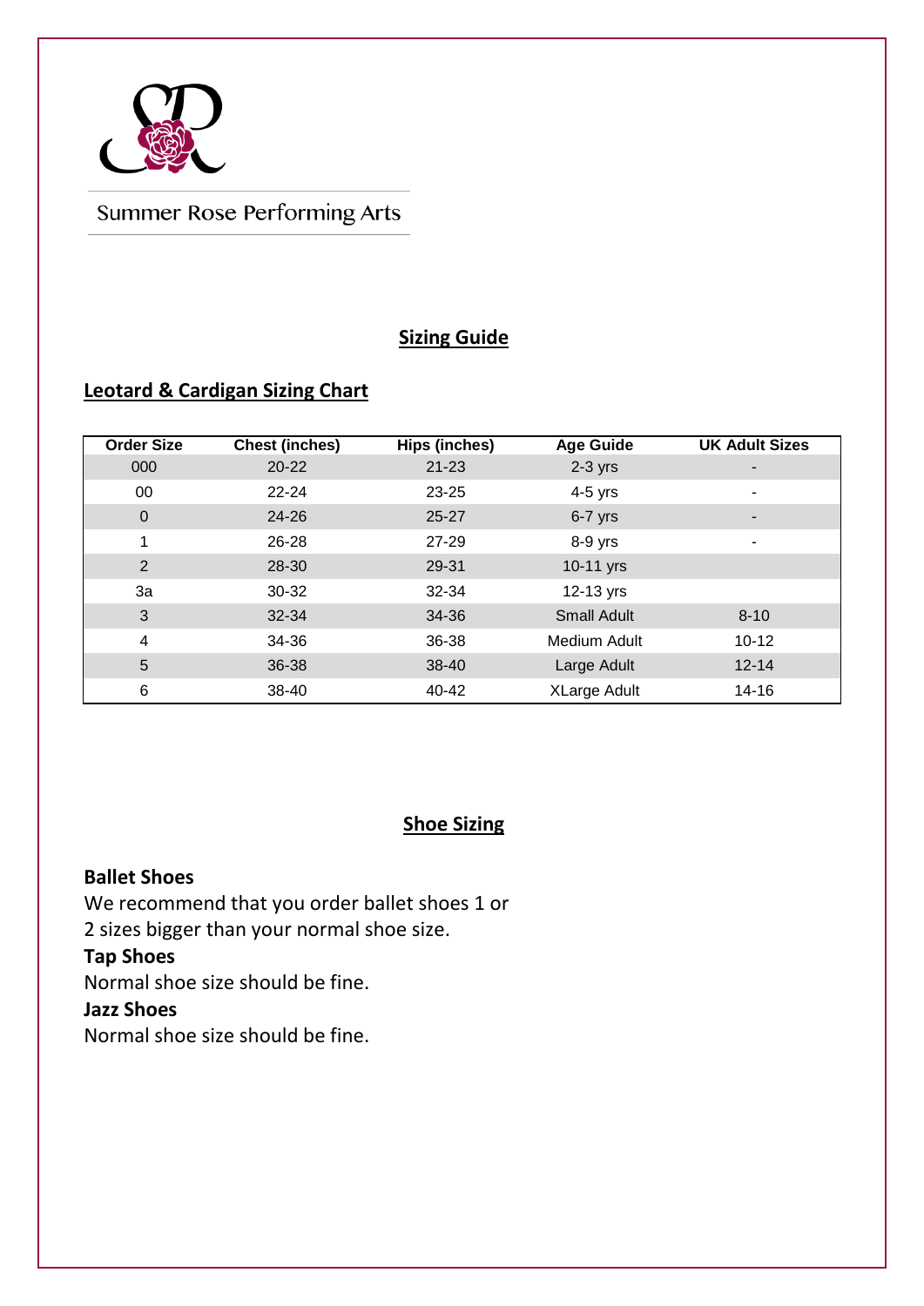Summer Rose Performing Arts

## Sizing Guide

### Leotard & Cardigan Sizing Chart

| Order Size | Chest (inches) | Hips (inches) | Age Guide | UK Adult Sizes |
|---|---|---|---|---|
| 000 | 20-22 | 21-23 | 2-3 yrs | - |
| 00 | 22-24 | 23-25 | 4-5 yrs | - |
| 0 | 24-26 | 25-27 | 6-7 yrs | - |
| 1 | 26-28 | 27-29 | 8-9 yrs | - |
| 2 | 28-30 | 29-31 | 10-11 yrs | |
| 3a | 30-32 | 32-34 | 12-13 yrs | |
| 3 | 32-34 | 34-36 | Small Adult | 8-10 |
| 4 | 34-36 | 36-38 | Medium Adult | 10-12 |
| 5 | 36-38 | 38-40 | Large Adult | 12-14 |
| 6 | 38-40 | 40-42 | XLarge Adult | 14-16 |

## Shoe Sizing

**Ballet Shoes**
We recommend that you order ballet shoes 1 or 2 sizes bigger than your normal shoe size.

**Tap Shoes**
Normal shoe size should be fine.

**Jazz Shoes**
Normal shoe size should be fine.